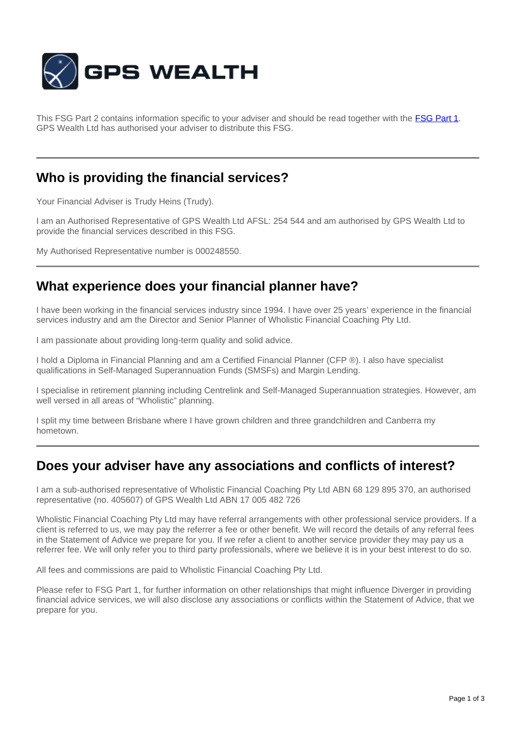# GPS WEALTH

This FSG Part 2 contains information specific to your adviser and should be read together with the [FSG Part 1](). GPS Wealth Ltd has authorised your adviser to distribute this FSG.

---

## Who is providing the financial services?

Your Financial Adviser is Trudy Heins (Trudy).

I am an Authorised Representative of GPS Wealth Ltd AFSL: 254 544 and am authorised by GPS Wealth Ltd to provide the financial services described in this FSG.

My Authorised Representative number is 000248550.

---

## What experience does your financial planner have?

I have been working in the financial services industry since 1994. I have over 25 years' experience in the financial services industry and am the Director and Senior Planner of Wholistic Financial Coaching Pty Ltd.

I am passionate about providing long-term quality and solid advice.

I hold a Diploma in Financial Planning and am a Certified Financial Planner (CFP ®). I also have specialist qualifications in Self-Managed Superannuation Funds (SMSFs) and Margin Lending.

I specialise in retirement planning including Centrelink and Self-Managed Superannuation strategies. However, am well versed in all areas of "Wholistic" planning.

I split my time between Brisbane where I have grown children and three grandchildren and Canberra my hometown.

---

## Does your adviser have any associations and conflicts of interest?

I am a sub-authorised representative of Wholistic Financial Coaching Pty Ltd ABN 68 129 895 370, an authorised representative (no. 405607) of GPS Wealth Ltd ABN 17 005 482 726

Wholistic Financial Coaching Pty Ltd may have referral arrangements with other professional service providers. If a client is referred to us, we may pay the referrer a fee or other benefit. We will record the details of any referral fees in the Statement of Advice we prepare for you. If we refer a client to another service provider they may pay us a referrer fee. We will only refer you to third party professionals, where we believe it is in your best interest to do so.

All fees and commissions are paid to Wholistic Financial Coaching Pty Ltd.

Please refer to FSG Part 1, for further information on other relationships that might influence Diverger in providing financial advice services, we will also disclose any associations or conflicts within the Statement of Advice, that we prepare for you.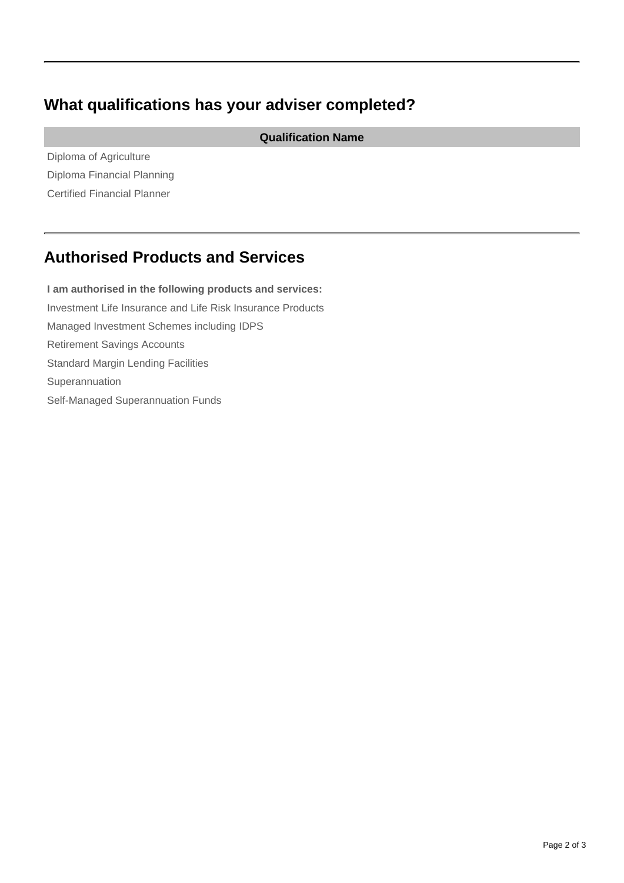## What qualifications has your adviser completed?

| Qualification Name |
| --- |
| Diploma of Agriculture |
| Diploma Financial Planning |
| Certified Financial Planner |

## Authorised Products and Services

**I am authorised in the following products and services:**

Investment Life Insurance and Life Risk Insurance Products

Managed Investment Schemes including IDPS

Retirement Savings Accounts

Standard Margin Lending Facilities

Superannuation

Self-Managed Superannuation Funds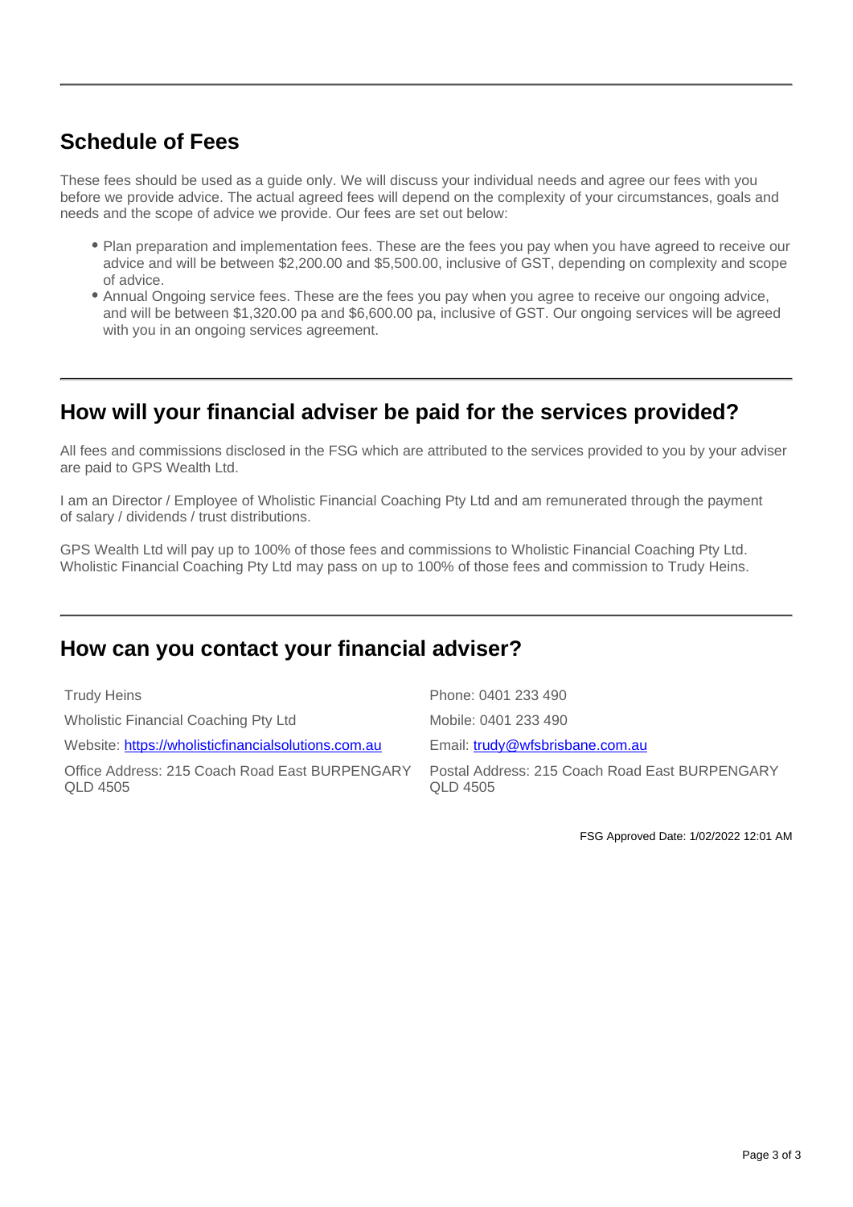## Schedule of Fees

These fees should be used as a guide only. We will discuss your individual needs and agree our fees with you before we provide advice. The actual agreed fees will depend on the complexity of your circumstances, goals and needs and the scope of advice we provide. Our fees are set out below:

- Plan preparation and implementation fees. These are the fees you pay when you have agreed to receive our advice and will be between $2,200.00 and $5,500.00, inclusive of GST, depending on complexity and scope of advice.
- Annual Ongoing service fees. These are the fees you pay when you agree to receive our ongoing advice, and will be between $1,320.00 pa and $6,600.00 pa, inclusive of GST. Our ongoing services will be agreed with you in an ongoing services agreement.

## How will your financial adviser be paid for the services provided?

All fees and commissions disclosed in the FSG which are attributed to the services provided to you by your adviser are paid to GPS Wealth Ltd.

I am an Director / Employee of Wholistic Financial Coaching Pty Ltd and am remunerated through the payment of salary / dividends / trust distributions.

GPS Wealth Ltd will pay up to 100% of those fees and commissions to Wholistic Financial Coaching Pty Ltd. Wholistic Financial Coaching Pty Ltd may pass on up to 100% of those fees and commission to Trudy Heins.

## How can you contact your financial adviser?

| | |
|---|---|
| Trudy Heins | Phone: 0401 233 490 |
| Wholistic Financial Coaching Pty Ltd | Mobile: 0401 233 490 |
| Website: https://wholisticfinancialsolutions.com.au | Email: trudy@wfsbrisbane.com.au |
| Office Address: 215 Coach Road East BURPENGARY QLD 4505 | Postal Address: 215 Coach Road East BURPENGARY QLD 4505 |

FSG Approved Date: 1/02/2022 12:01 AM